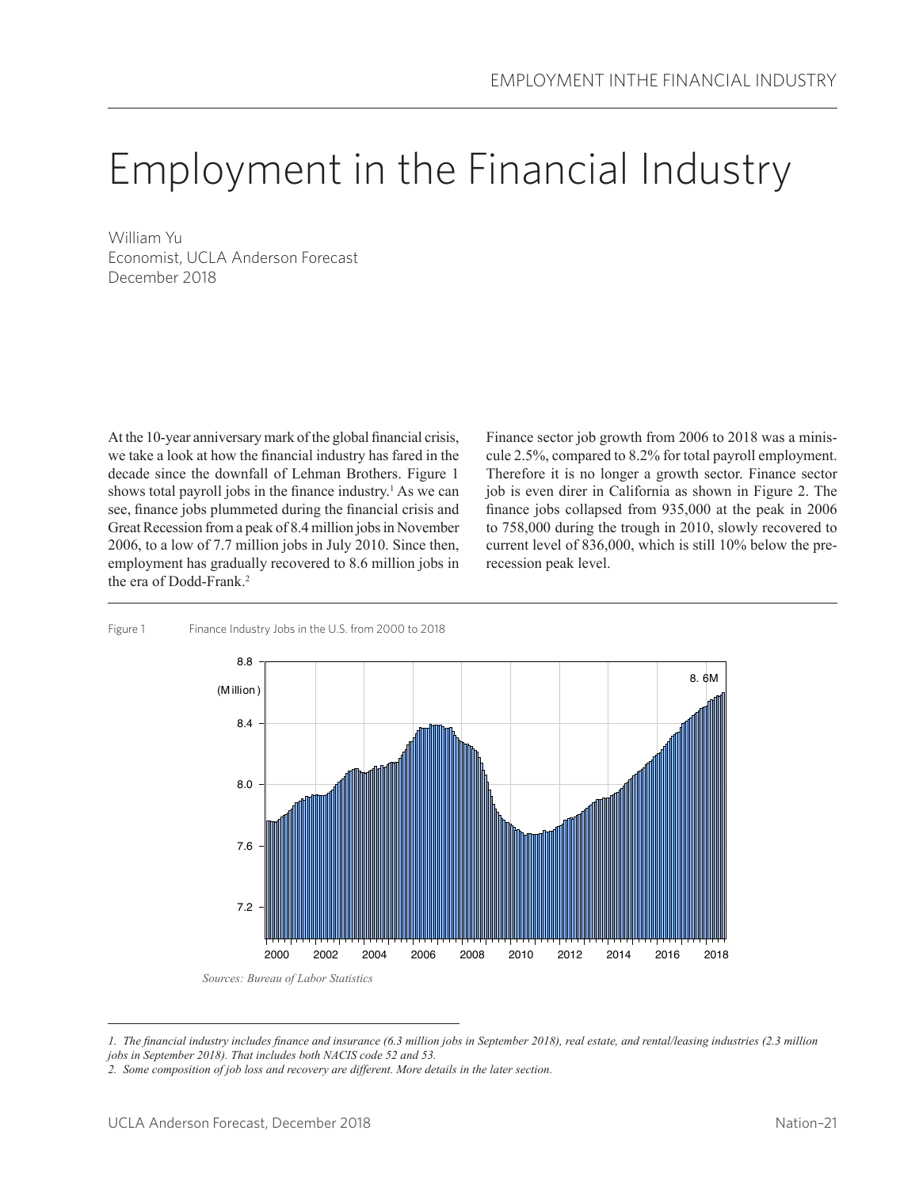# Employment in the Financial Industry

William Yu
Economist, UCLA Anderson Forecast
December 2018

At the 10-year anniversary mark of the global financial crisis, we take a look at how the financial industry has fared in the decade since the downfall of Lehman Brothers. Figure 1 shows total payroll jobs in the finance industry.[1] As we can see, finance jobs plummeted during the financial crisis and Great Recession from a peak of 8.4 million jobs in November 2006, to a low of 7.7 million jobs in July 2010. Since then, employment has gradually recovered to 8.6 million jobs in the era of Dodd-Frank.[2]

Finance sector job growth from 2006 to 2018 was a miniscule 2.5%, compared to 8.2% for total payroll employment. Therefore it is no longer a growth sector. Finance sector job is even direr in California as shown in Figure 2. The finance jobs collapsed from 935,000 at the peak in 2006 to 758,000 during the trough in 2010, slowly recovered to current level of 836,000, which is still 10% below the pre-recession peak level.

Figure 1 Finance Industry Jobs in the U.S. from 2000 to 2018

*Sources: Bureau of Labor Statistics*

---

*1. The financial industry includes finance and insurance (6.3 million jobs in September 2018), real estate, and rental/leasing industries (2.3 million jobs in September 2018). That includes both NACIS code 52 and 53.*

*2. Some composition of job loss and recovery are different. More details in the later section.*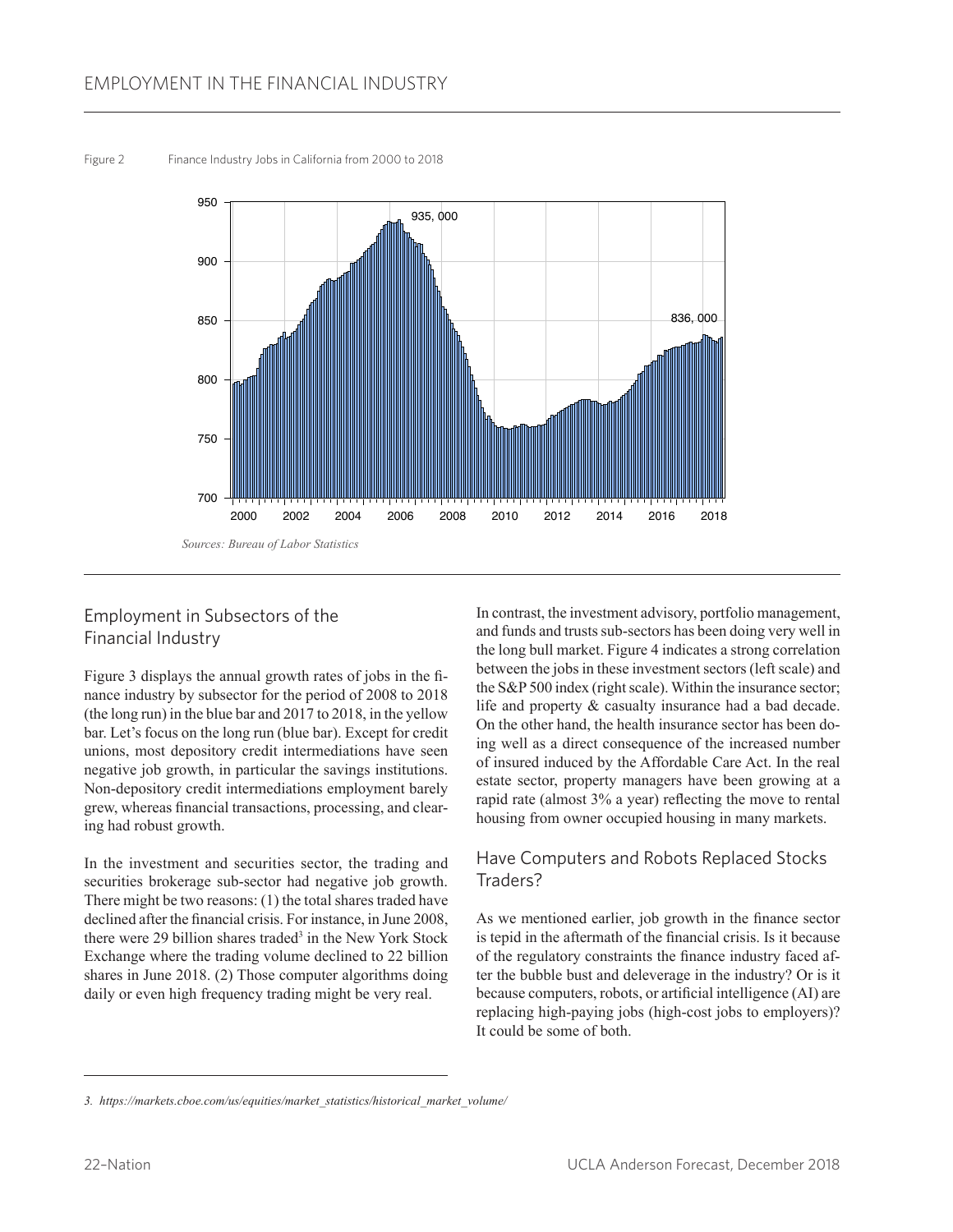Figure 2 Finance Industry Jobs in California from 2000 to 2018

*Sources: Bureau of Labor Statistics*

## Employment in Subsectors of the Financial Industry

Figure 3 displays the annual growth rates of jobs in the finance industry by subsector for the period of 2008 to 2018 (the long run) in the blue bar and 2017 to 2018, in the yellow bar. Let's focus on the long run (blue bar). Except for credit unions, most depository credit intermediations have seen negative job growth, in particular the savings institutions. Non-depository credit intermediations employment barely grew, whereas financial transactions, processing, and clearing had robust growth.

In the investment and securities sector, the trading and securities brokerage sub-sector had negative job growth. There might be two reasons: (1) the total shares traded have declined after the financial crisis. For instance, in June 2008, there were 29 billion shares traded[3] in the New York Stock Exchange where the trading volume declined to 22 billion shares in June 2018. (2) Those computer algorithms doing daily or even high frequency trading might be very real.

In contrast, the investment advisory, portfolio management, and funds and trusts sub-sectors has been doing very well in the long bull market. Figure 4 indicates a strong correlation between the jobs in these investment sectors (left scale) and the S&P 500 index (right scale). Within the insurance sector; life and property & casualty insurance had a bad decade. On the other hand, the health insurance sector has been doing well as a direct consequence of the increased number of insured induced by the Affordable Care Act. In the real estate sector, property managers have been growing at a rapid rate (almost 3% a year) reflecting the move to rental housing from owner occupied housing in many markets.

## Have Computers and Robots Replaced Stocks Traders?

As we mentioned earlier, job growth in the finance sector is tepid in the aftermath of the financial crisis. Is it because of the regulatory constraints the finance industry faced after the bubble bust and deleverage in the industry? Or is it because computers, robots, or artificial intelligence (AI) are replacing high-paying jobs (high-cost jobs to employers)? It could be some of both.

---

*3. https://markets.cboe.com/us/equities/market_statistics/historical_market_volume/*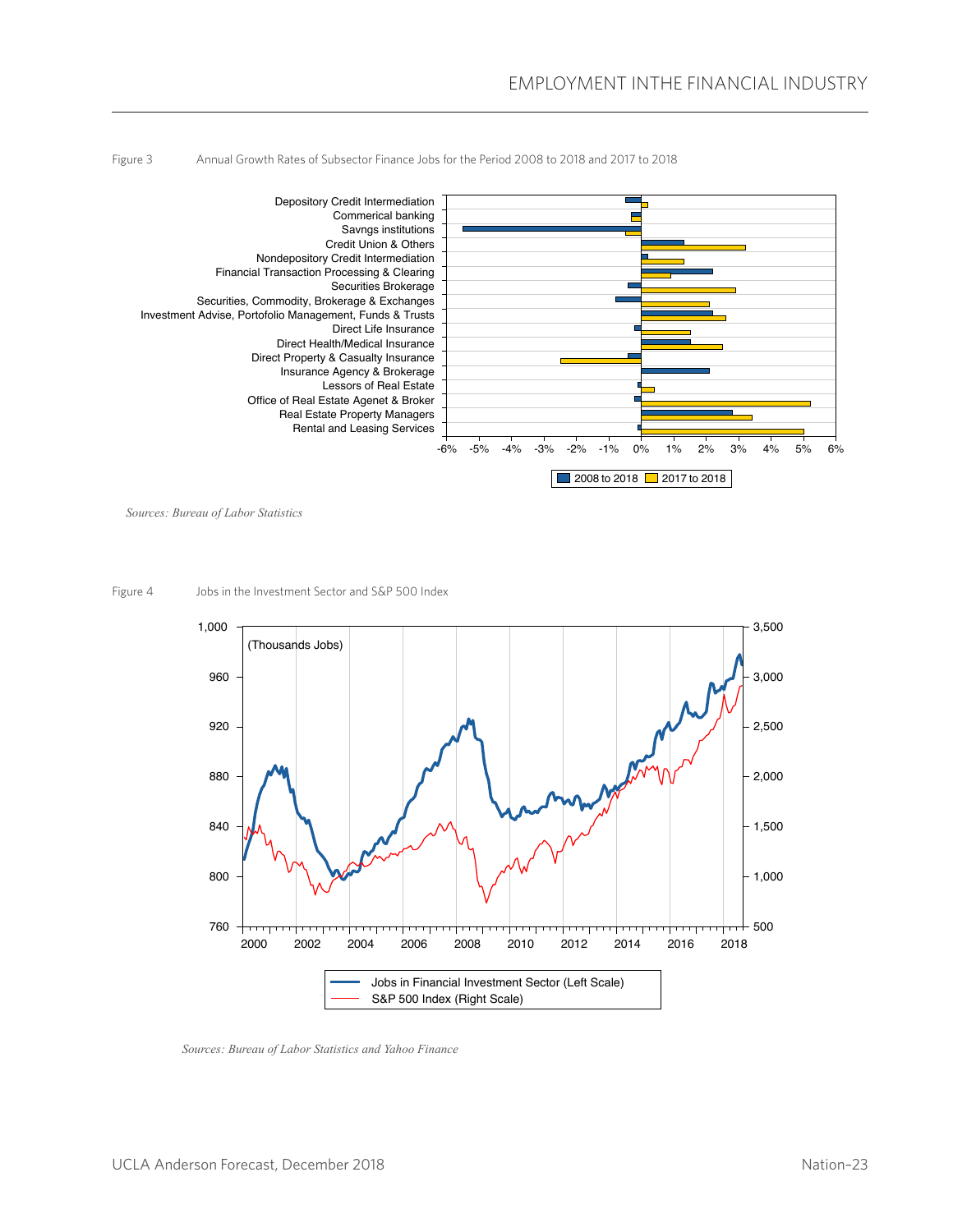Figure 3 Annual Growth Rates of Subsector Finance Jobs for the Period 2008 to 2018 and 2017 to 2018

*Sources: Bureau of Labor Statistics*

Figure 4 Jobs in the Investment Sector and S&P 500 Index

*Sources: Bureau of Labor Statistics and Yahoo Finance*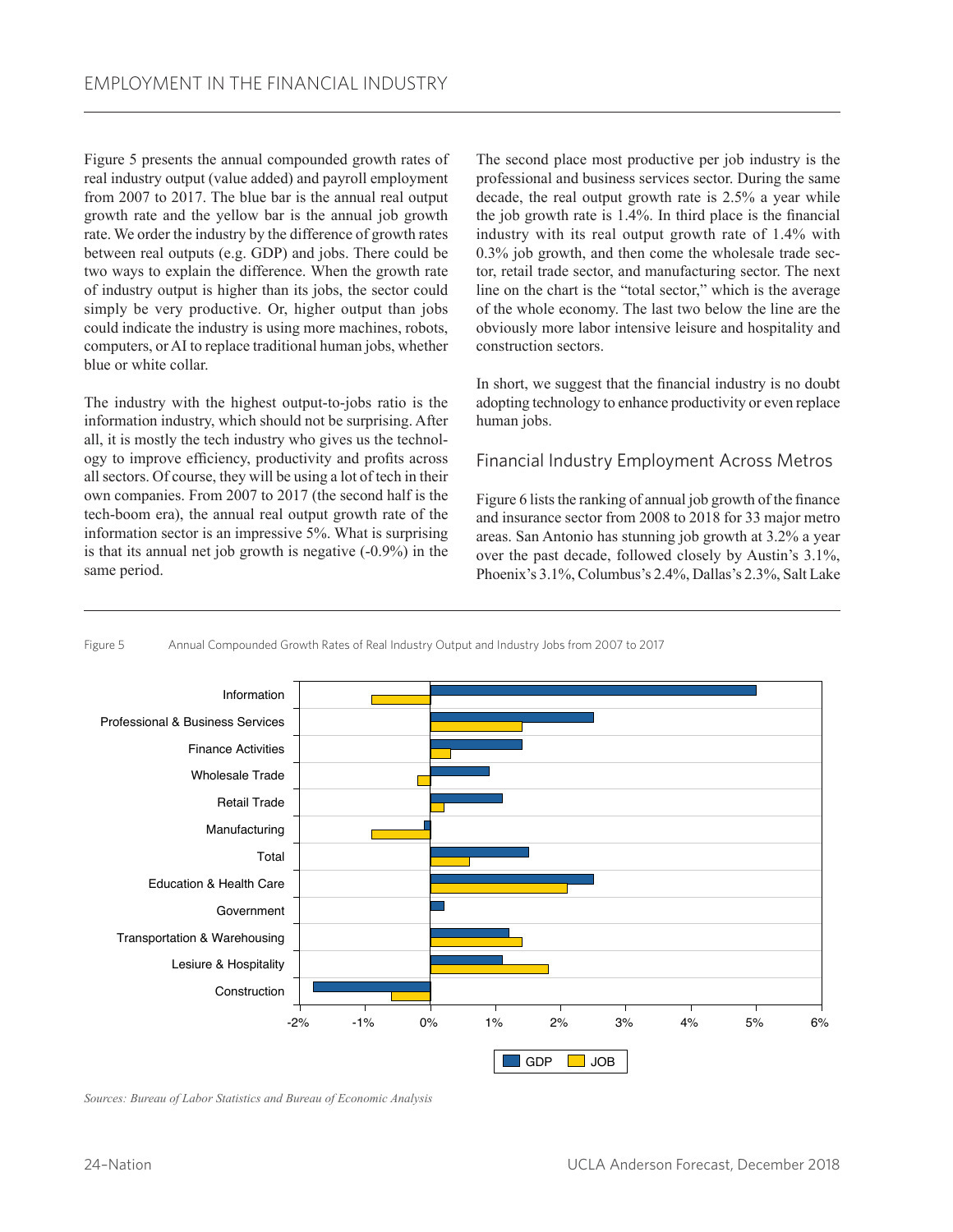Figure 5 presents the annual compounded growth rates of real industry output (value added) and payroll employment from 2007 to 2017. The blue bar is the annual real output growth rate and the yellow bar is the annual job growth rate. We order the industry by the difference of growth rates between real outputs (e.g. GDP) and jobs. There could be two ways to explain the difference. When the growth rate of industry output is higher than its jobs, the sector could simply be very productive. Or, higher output than jobs could indicate the industry is using more machines, robots, computers, or AI to replace traditional human jobs, whether blue or white collar.

The industry with the highest output-to-jobs ratio is the information industry, which should not be surprising. After all, it is mostly the tech industry who gives us the technology to improve efficiency, productivity and profits across all sectors. Of course, they will be using a lot of tech in their own companies. From 2007 to 2017 (the second half is the tech-boom era), the annual real output growth rate of the information sector is an impressive 5%. What is surprising is that its annual net job growth is negative (-0.9%) in the same period.

The second place most productive per job industry is the professional and business services sector. During the same decade, the real output growth rate is 2.5% a year while the job growth rate is 1.4%. In third place is the financial industry with its real output growth rate of 1.4% with 0.3% job growth, and then come the wholesale trade sector, retail trade sector, and manufacturing sector. The next line on the chart is the "total sector," which is the average of the whole economy. The last two below the line are the obviously more labor intensive leisure and hospitality and construction sectors.

In short, we suggest that the financial industry is no doubt adopting technology to enhance productivity or even replace human jobs.

## Financial Industry Employment Across Metros

Figure 6 lists the ranking of annual job growth of the finance and insurance sector from 2008 to 2018 for 33 major metro areas. San Antonio has stunning job growth at 3.2% a year over the past decade, followed closely by Austin's 3.1%, Phoenix's 3.1%, Columbus's 2.4%, Dallas's 2.3%, Salt Lake

Figure 5 Annual Compounded Growth Rates of Real Industry Output and Industry Jobs from 2007 to 2017

*Sources: Bureau of Labor Statistics and Bureau of Economic Analysis*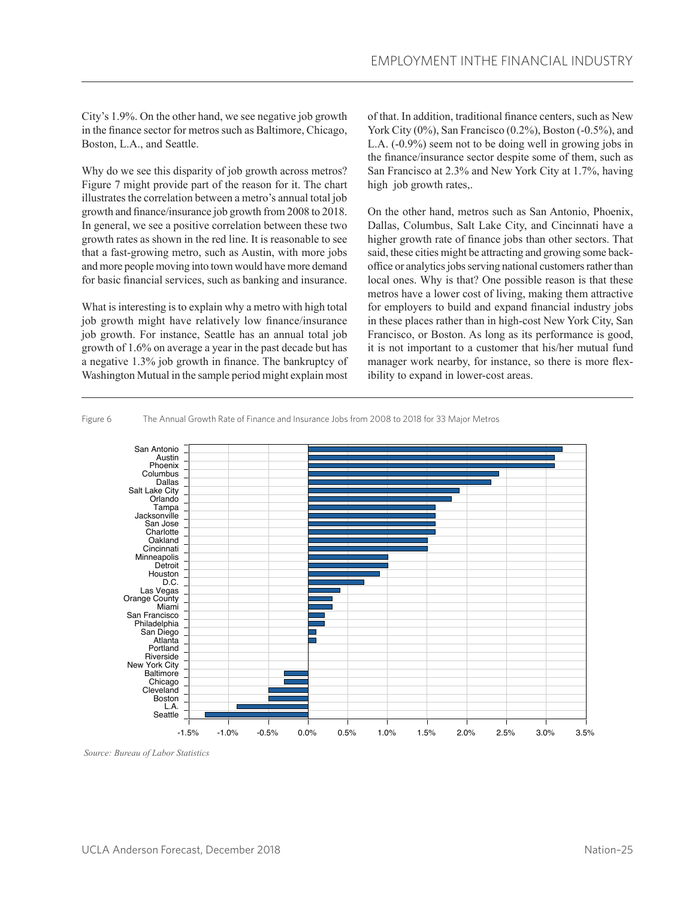City's 1.9%. On the other hand, we see negative job growth in the finance sector for metros such as Baltimore, Chicago, Boston, L.A., and Seattle.

Why do we see this disparity of job growth across metros? Figure 7 might provide part of the reason for it. The chart illustrates the correlation between a metro's annual total job growth and finance/insurance job growth from 2008 to 2018. In general, we see a positive correlation between these two growth rates as shown in the red line. It is reasonable to see that a fast-growing metro, such as Austin, with more jobs and more people moving into town would have more demand for basic financial services, such as banking and insurance.

What is interesting is to explain why a metro with high total job growth might have relatively low finance/insurance job growth. For instance, Seattle has an annual total job growth of 1.6% on average a year in the past decade but has a negative 1.3% job growth in finance. The bankruptcy of Washington Mutual in the sample period might explain most of that. In addition, traditional finance centers, such as New York City (0%), San Francisco (0.2%), Boston (-0.5%), and L.A. (-0.9%) seem not to be doing well in growing jobs in the finance/insurance sector despite some of them, such as San Francisco at 2.3% and New York City at 1.7%, having high job growth rates,.

On the other hand, metros such as San Antonio, Phoenix, Dallas, Columbus, Salt Lake City, and Cincinnati have a higher growth rate of finance jobs than other sectors. That said, these cities might be attracting and growing some back-office or analytics jobs serving national customers rather than local ones. Why is that? One possible reason is that these metros have a lower cost of living, making them attractive for employers to build and expand financial industry jobs in these places rather than in high-cost New York City, San Francisco, or Boston. As long as its performance is good, it is not important to a customer that his/her mutual fund manager work nearby, for instance, so there is more flexibility to expand in lower-cost areas.

Figure 6 The Annual Growth Rate of Finance and Insurance Jobs from 2008 to 2018 for 33 Major Metros

| Metro | Annual Growth Rate (approx.) |
| --- | --- |
| San Antonio | 3.2% |
| Austin | 3.1% |
| Phoenix | 3.1% |
| Columbus | 2.4% |
| Dallas | 2.3% |
| Salt Lake City | 1.9% |
| Orlando | 1.8% |
| Tampa | 1.6% |
| Jacksonville | 1.6% |
| San Jose | 1.6% |
| Charlotte | 1.6% |
| Oakland | 1.5% |
| Cincinnati | 1.5% |
| Minneapolis | 1.0% |
| Detroit | 1.0% |
| Houston | 0.9% |
| D.C. | 0.7% |
| Las Vegas | 0.4% |
| Orange County | 0.3% |
| Miami | 0.3% |
| San Francisco | 0.2% |
| Philadelphia | 0.2% |
| San Diego | 0.1% |
| Atlanta | 0.1% |
| Portland | 0.0% |
| Riverside | 0.0% |
| New York City | 0.0% |
| Baltimore | -0.3% |
| Chicago | -0.3% |
| Cleveland | -0.5% |
| Boston | -0.5% |
| L.A. | -0.9% |
| Seattle | -1.3% |

*Source: Bureau of Labor Statistics*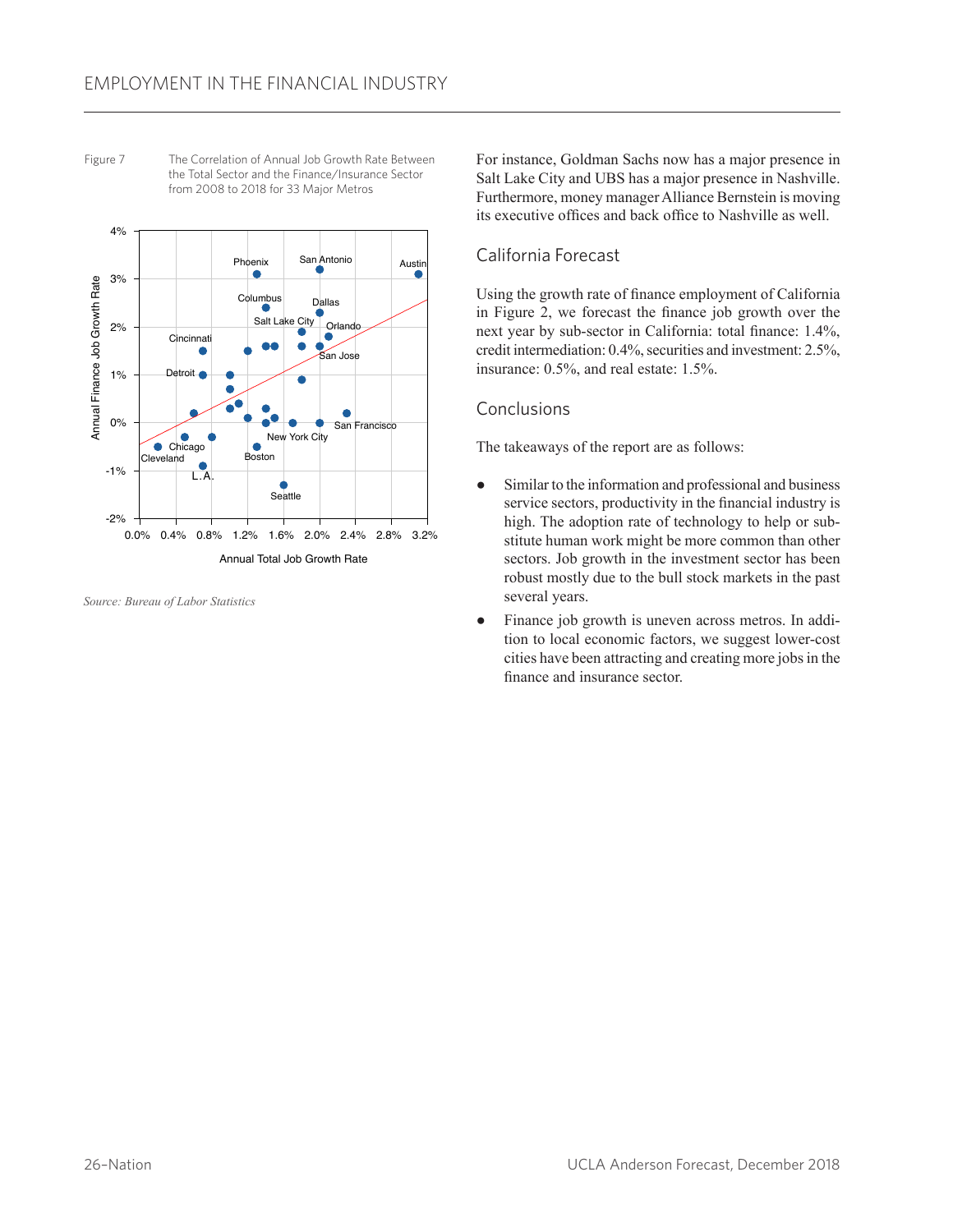Figure 7 The Correlation of Annual Job Growth Rate Between the Total Sector and the Finance/Insurance Sector from 2008 to 2018 for 33 Major Metros

Annual Finance Job Growth Rate

4%
3%
2%
1%
0%
-1%
-2%

0.0% 0.4% 0.8% 1.2% 1.6% 2.0% 2.4% 2.8% 3.2%

Annual Total Job Growth Rate

Phoenix
San Antonio
Austin
Columbus
Dallas
Salt Lake City
Orlando
Cincinnati
San Jose
Detroit
San Francisco
New York City
Chicago
Cleveland
Boston
L.A.
Seattle

*Source: Bureau of Labor Statistics*

For instance, Goldman Sachs now has a major presence in Salt Lake City and UBS has a major presence in Nashville. Furthermore, money manager Alliance Bernstein is moving its executive offices and back office to Nashville as well.

## California Forecast

Using the growth rate of finance employment of California in Figure 2, we forecast the finance job growth over the next year by sub-sector in California: total finance: 1.4%, credit intermediation: 0.4%, securities and investment: 2.5%, insurance: 0.5%, and real estate: 1.5%.

## Conclusions

The takeaways of the report are as follows:

- Similar to the information and professional and business service sectors, productivity in the financial industry is high. The adoption rate of technology to help or substitute human work might be more common than other sectors. Job growth in the investment sector has been robust mostly due to the bull stock markets in the past several years.
- Finance job growth is uneven across metros. In addition to local economic factors, we suggest lower-cost cities have been attracting and creating more jobs in the finance and insurance sector.